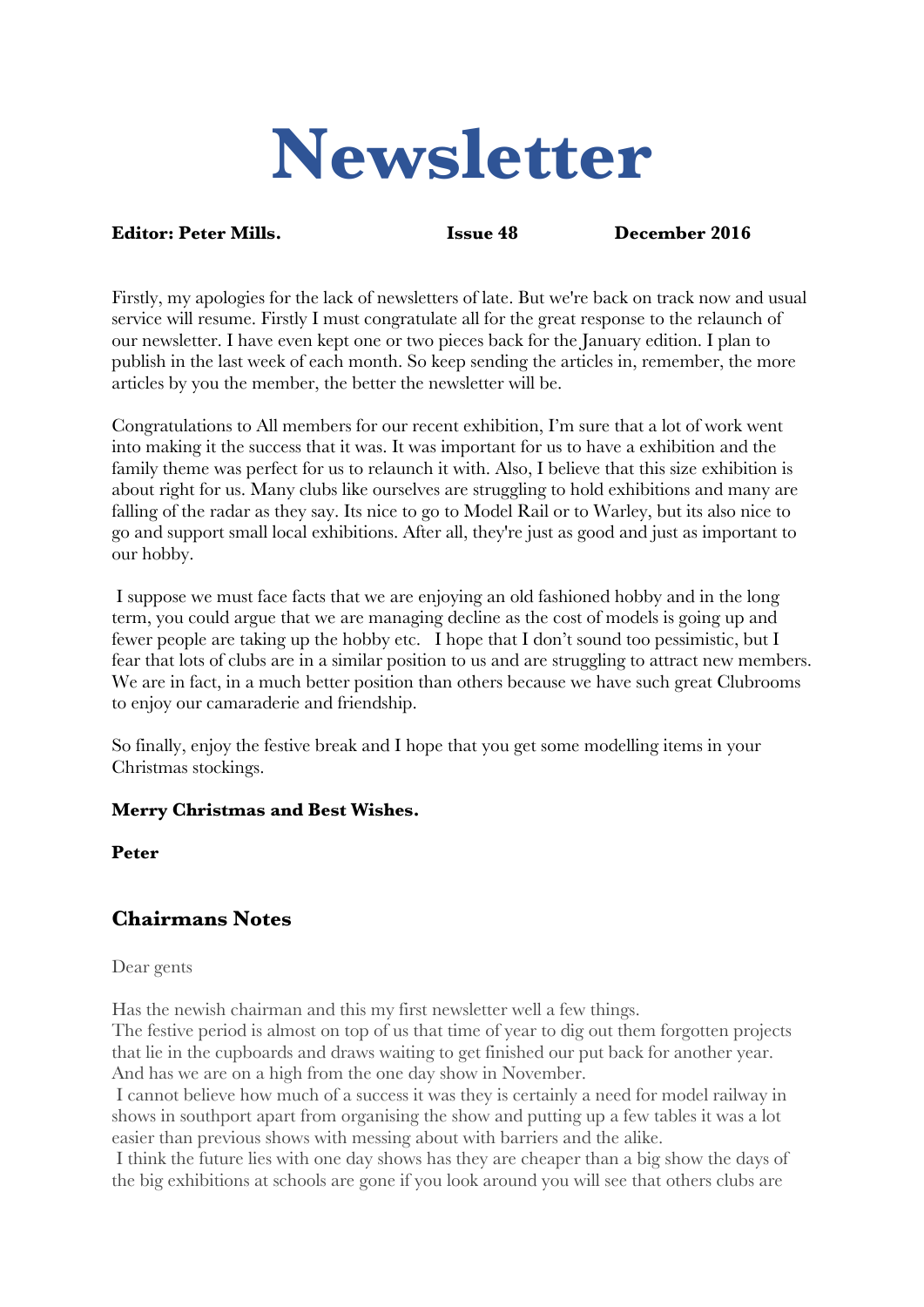# Newsletter

**Editor: Peter Mills.** **Issue 48** **December 2016**

Firstly, my apologies for the lack of newsletters of late. But we're back on track now and usual service will resume. Firstly I must congratulate all for the great response to the relaunch of our newsletter. I have even kept one or two pieces back for the January edition. I plan to publish in the last week of each month. So keep sending the articles in, remember, the more articles by you the member, the better the newsletter will be.

Congratulations to All members for our recent exhibition, I'm sure that a lot of work went into making it the success that it was. It was important for us to have a exhibition and the family theme was perfect for us to relaunch it with. Also, I believe that this size exhibition is about right for us. Many clubs like ourselves are struggling to hold exhibitions and many are falling of the radar as they say. Its nice to go to Model Rail or to Warley, but its also nice to go and support small local exhibitions. After all, they're just as good and just as important to our hobby.

I suppose we must face facts that we are enjoying an old fashioned hobby and in the long term, you could argue that we are managing decline as the cost of models is going up and fewer people are taking up the hobby etc. I hope that I don't sound too pessimistic, but I fear that lots of clubs are in a similar position to us and are struggling to attract new members. We are in fact, in a much better position than others because we have such great Clubrooms to enjoy our camaraderie and friendship.

So finally, enjoy the festive break and I hope that you get some modelling items in your Christmas stockings.

**Merry Christmas and Best Wishes.**

**Peter**

## Chairmans Notes

Dear gents

Has the newish chairman and this my first newsletter well a few things.
The festive period is almost on top of us that time of year to dig out them forgotten projects that lie in the cupboards and draws waiting to get finished our put back for another year. And has we are on a high from the one day show in November.
I cannot believe how much of a success it was they is certainly a need for model railway in shows in southport apart from organising the show and putting up a few tables it was a lot easier than previous shows with messing about with barriers and the alike.
I think the future lies with one day shows has they are cheaper than a big show the days of the big exhibitions at schools are gone if you look around you will see that others clubs are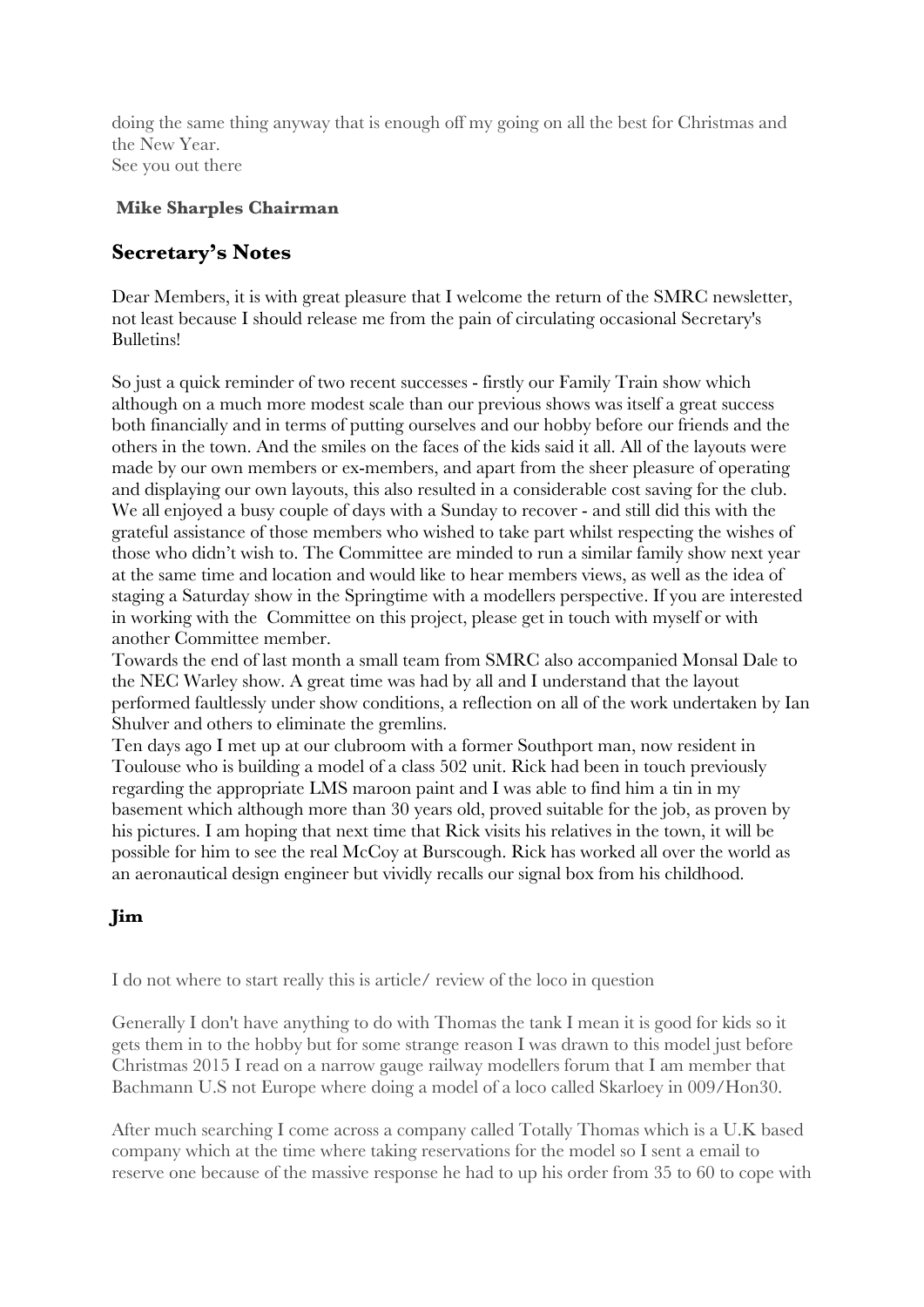doing the same thing anyway that is enough off my going on all the best for Christmas and the New Year.
See you out there

**Mike Sharples Chairman**

## Secretary's Notes

Dear Members, it is with great pleasure that I welcome the return of the SMRC newsletter, not least because I should release me from the pain of circulating occasional Secretary's Bulletins!

So just a quick reminder of two recent successes - firstly our Family Train show which although on a much more modest scale than our previous shows was itself a great success both financially and in terms of putting ourselves and our hobby before our friends and the others in the town. And the smiles on the faces of the kids said it all. All of the layouts were made by our own members or ex-members, and apart from the sheer pleasure of operating and displaying our own layouts, this also resulted in a considerable cost saving for the club. We all enjoyed a busy couple of days with a Sunday to recover - and still did this with the grateful assistance of those members who wished to take part whilst respecting the wishes of those who didn't wish to. The Committee are minded to run a similar family show next year at the same time and location and would like to hear members views, as well as the idea of staging a Saturday show in the Springtime with a modellers perspective. If you are interested in working with the Committee on this project, please get in touch with myself or with another Committee member.
Towards the end of last month a small team from SMRC also accompanied Monsal Dale to the NEC Warley show. A great time was had by all and I understand that the layout performed faultlessly under show conditions, a reflection on all of the work undertaken by Ian Shulver and others to eliminate the gremlins.
Ten days ago I met up at our clubroom with a former Southport man, now resident in Toulouse who is building a model of a class 502 unit. Rick had been in touch previously regarding the appropriate LMS maroon paint and I was able to find him a tin in my basement which although more than 30 years old, proved suitable for the job, as proven by his pictures. I am hoping that next time that Rick visits his relatives in the town, it will be possible for him to see the real McCoy at Burscough. Rick has worked all over the world as an aeronautical design engineer but vividly recalls our signal box from his childhood.

## Jim

I do not where to start really this is article/ review of the loco in question

Generally I don't have anything to do with Thomas the tank I mean it is good for kids so it gets them in to the hobby but for some strange reason I was drawn to this model just before Christmas 2015 I read on a narrow gauge railway modellers forum that I am member that Bachmann U.S not Europe where doing a model of a loco called Skarloey in 009/Hon30.

After much searching I come across a company called Totally Thomas which is a U.K based company which at the time where taking reservations for the model so I sent a email to reserve one because of the massive response he had to up his order from 35 to 60 to cope with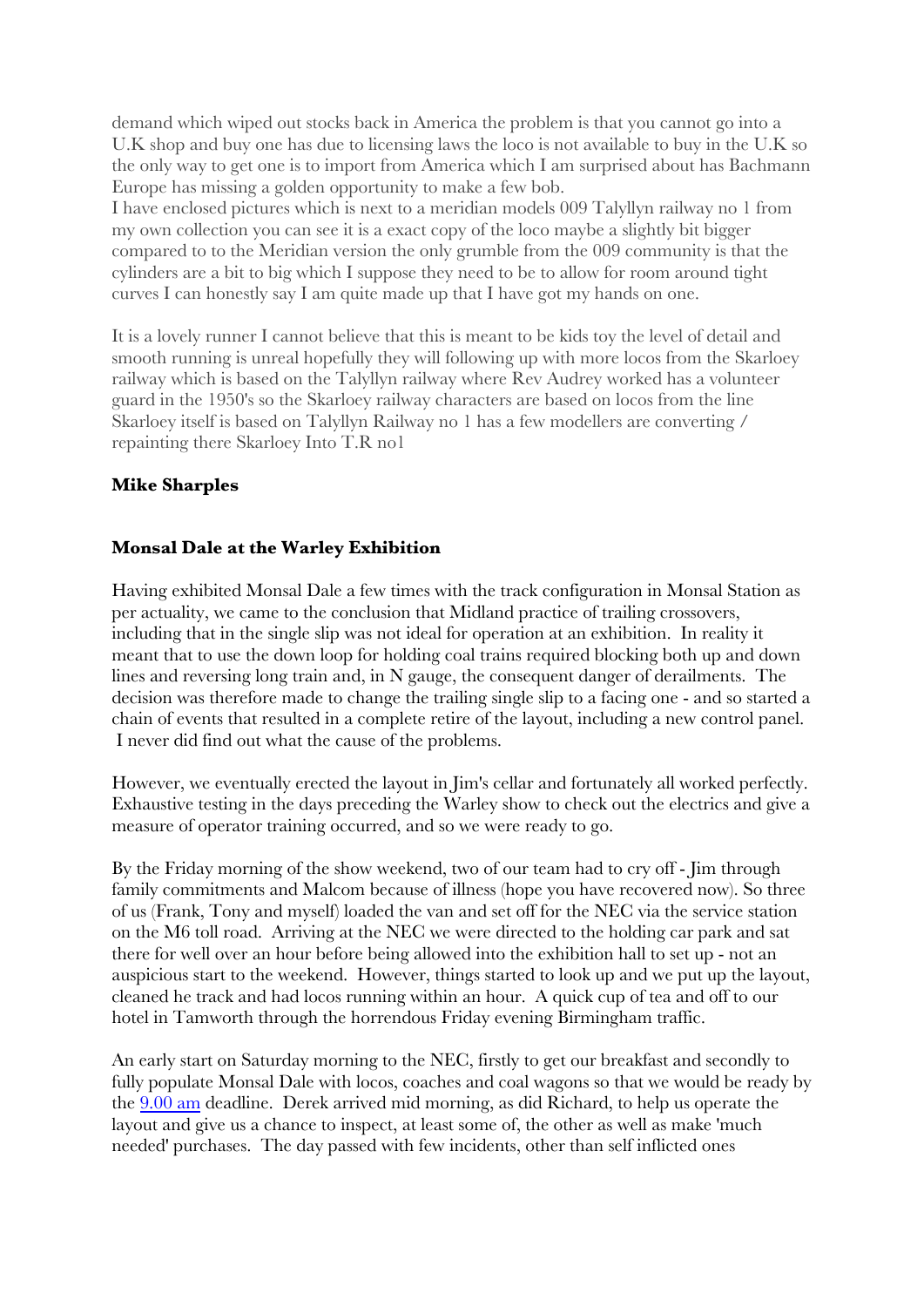demand which wiped out stocks back in America the problem is that you cannot go into a U.K shop and buy one has due to licensing laws the loco is not available to buy in the U.K so the only way to get one is to import from America which I am surprised about has Bachmann Europe has missing a golden opportunity to make a few bob.

I have enclosed pictures which is next to a meridian models 009 Talyllyn railway no 1 from my own collection you can see it is a exact copy of the loco maybe a slightly bit bigger compared to to the Meridian version the only grumble from the 009 community is that the cylinders are a bit to big which I suppose they need to be to allow for room around tight curves I can honestly say I am quite made up that I have got my hands on one.

It is a lovely runner I cannot believe that this is meant to be kids toy the level of detail and smooth running is unreal hopefully they will following up with more locos from the Skarloey railway which is based on the Talyllyn railway where Rev Audrey worked has a volunteer guard in the 1950's so the Skarloey railway characters are based on locos from the line Skarloey itself is based on Talyllyn Railway no 1 has a few modellers are converting / repainting there Skarloey Into T.R no1

**Mike Sharples**

**Monsal Dale at the Warley Exhibition**

Having exhibited Monsal Dale a few times with the track configuration in Monsal Station as per actuality, we came to the conclusion that Midland practice of trailing crossovers, including that in the single slip was not ideal for operation at an exhibition. In reality it meant that to use the down loop for holding coal trains required blocking both up and down lines and reversing long train and, in N gauge, the consequent danger of derailments. The decision was therefore made to change the trailing single slip to a facing one - and so started a chain of events that resulted in a complete retire of the layout, including a new control panel. I never did find out what the cause of the problems.

However, we eventually erected the layout in Jim's cellar and fortunately all worked perfectly. Exhaustive testing in the days preceding the Warley show to check out the electrics and give a measure of operator training occurred, and so we were ready to go.

By the Friday morning of the show weekend, two of our team had to cry off - Jim through family commitments and Malcom because of illness (hope you have recovered now). So three of us (Frank, Tony and myself) loaded the van and set off for the NEC via the service station on the M6 toll road. Arriving at the NEC we were directed to the holding car park and sat there for well over an hour before being allowed into the exhibition hall to set up - not an auspicious start to the weekend. However, things started to look up and we put up the layout, cleaned he track and had locos running within an hour. A quick cup of tea and off to our hotel in Tamworth through the horrendous Friday evening Birmingham traffic.

An early start on Saturday morning to the NEC, firstly to get our breakfast and secondly to fully populate Monsal Dale with locos, coaches and coal wagons so that we would be ready by the 9.00 am deadline. Derek arrived mid morning, as did Richard, to help us operate the layout and give us a chance to inspect, at least some of, the other as well as make 'much needed' purchases. The day passed with few incidents, other than self inflicted ones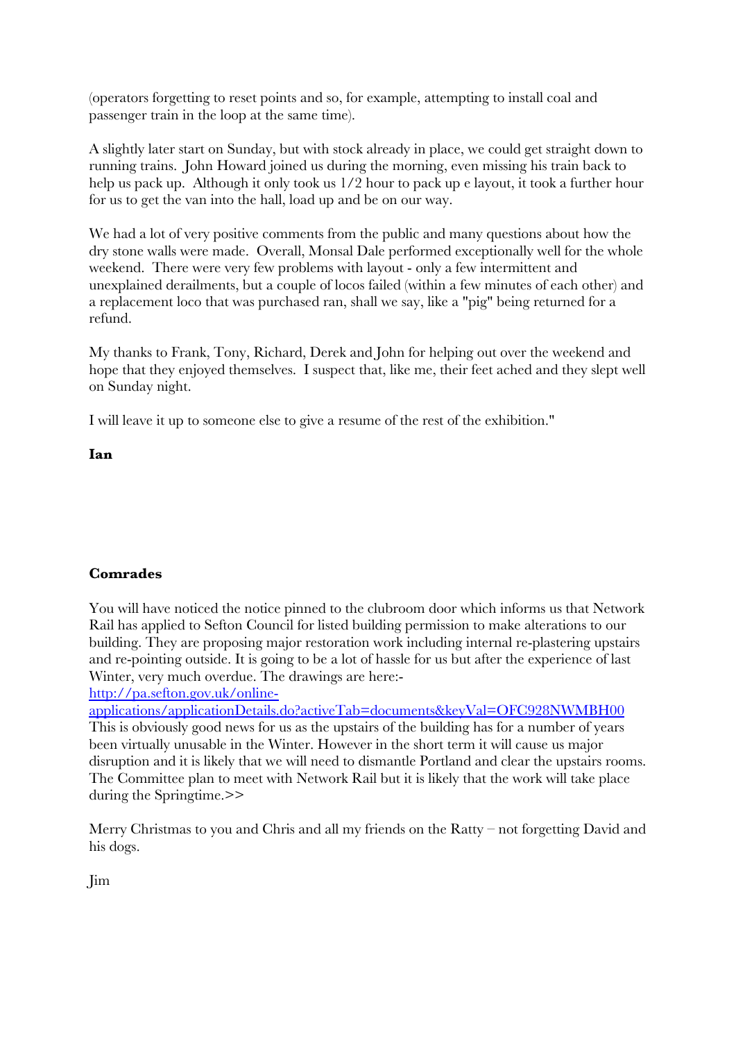(operators forgetting to reset points and so, for example, attempting to install coal and passenger train in the loop at the same time).

A slightly later start on Sunday, but with stock already in place, we could get straight down to running trains. John Howard joined us during the morning, even missing his train back to help us pack up. Although it only took us 1/2 hour to pack up e layout, it took a further hour for us to get the van into the hall, load up and be on our way.

We had a lot of very positive comments from the public and many questions about how the dry stone walls were made. Overall, Monsal Dale performed exceptionally well for the whole weekend. There were very few problems with layout - only a few intermittent and unexplained derailments, but a couple of locos failed (within a few minutes of each other) and a replacement loco that was purchased ran, shall we say, like a "pig" being returned for a refund.

My thanks to Frank, Tony, Richard, Derek and John for helping out over the weekend and hope that they enjoyed themselves. I suspect that, like me, their feet ached and they slept well on Sunday night.

I will leave it up to someone else to give a resume of the rest of the exhibition."

**Ian**

**Comrades**

You will have noticed the notice pinned to the clubroom door which informs us that Network Rail has applied to Sefton Council for listed building permission to make alterations to our building. They are proposing major restoration work including internal re-plastering upstairs and re-pointing outside. It is going to be a lot of hassle for us but after the experience of last Winter, very much overdue. The drawings are here:-
[http://pa.sefton.gov.uk/online-applications/applicationDetails.do?activeTab=documents&keyVal=OFC928NWMBH00](http://pa.sefton.gov.uk/online-applications/applicationDetails.do?activeTab=documents&keyVal=OFC928NWMBH00)
This is obviously good news for us as the upstairs of the building has for a number of years been virtually unusable in the Winter. However in the short term it will cause us major disruption and it is likely that we will need to dismantle Portland and clear the upstairs rooms. The Committee plan to meet with Network Rail but it is likely that the work will take place during the Springtime.>>

Merry Christmas to you and Chris and all my friends on the Ratty – not forgetting David and his dogs.

Jim